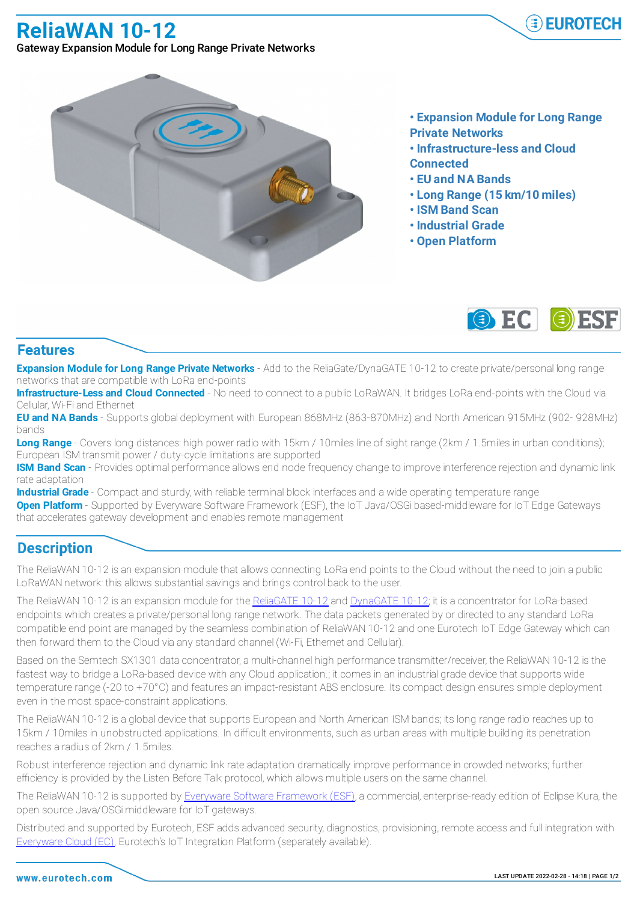# ReliaWAN 10-12

Gateway Expansion Module for Long Range Private Networks

- **Expansion Module for Long Range Private Networks**
- **Infrastructure-less and Cloud Connected**
- **EU and NA Bands**
- **Long Range (15 km/10 miles)**
- **ISM Band Scan**
- **Industrial Grade**
- **Open Platform**

## Features

**Expansion Module for Long Range Private Networks** - Add to the ReliaGate/DynaGATE 10-12 to create private/personal long range networks that are compatible with LoRa end-points

**Infrastructure-Less and Cloud Connected** - No need to connect to a public LoRaWAN. It bridges LoRa end-points with the Cloud via Cellular, Wi-Fi and Ethernet

**EU and NA Bands** - Supports global deployment with European 868MHz (863-870MHz) and North American 915MHz (902- 928MHz) bands

**Long Range** - Covers long distances: high power radio with 15km / 10miles line of sight range (2km / 1.5miles in urban conditions); European ISM transmit power / duty-cycle limitations are supported

**ISM Band Scan** - Provides optimal performance allows end node frequency change to improve interference rejection and dynamic link rate adaptation

**Industrial Grade** - Compact and sturdy, with reliable terminal block interfaces and a wide operating temperature range

**Open Platform** - Supported by Everyware Software Framework (ESF), the IoT Java/OSGi based-middleware for IoT Edge Gateways that accelerates gateway development and enables remote management

## Description

The ReliaWAN 10-12 is an expansion module that allows connecting LoRa end points to the Cloud without the need to join a public LoRaWAN network: this allows substantial savings and brings control back to the user.

The ReliaWAN 10-12 is an expansion module for the ReliaGATE 10-12 and DynaGATE 10-12; it is a concentrator for LoRa-based endpoints which creates a private/personal long range network. The data packets generated by or directed to any standard LoRa compatible end point are managed by the seamless combination of ReliaWAN 10-12 and one Eurotech IoT Edge Gateway which can then forward them to the Cloud via any standard channel (Wi-Fi, Ethernet and Cellular).

Based on the Semtech SX1301 data concentrator, a multi-channel high performance transmitter/receiver, the ReliaWAN 10-12 is the fastest way to bridge a LoRa-based device with any Cloud application.; it comes in an industrial grade device that supports wide temperature range (-20 to +70°C) and features an impact-resistant ABS enclosure. Its compact design ensures simple deployment even in the most space-constraint applications.

The ReliaWAN 10-12 is a global device that supports European and North American ISM bands; its long range radio reaches up to 15km / 10miles in unobstructed applications. In difficult environments, such as urban areas with multiple building its penetration reaches a radius of 2km / 1.5miles.

Robust interference rejection and dynamic link rate adaptation dramatically improve performance in crowded networks; further efficiency is provided by the Listen Before Talk protocol, which allows multiple users on the same channel.

The ReliaWAN 10-12 is supported by Everyware Software Framework (ESF), a commercial, enterprise-ready edition of Eclipse Kura, the open source Java/OSGi middleware for IoT gateways.

Distributed and supported by Eurotech, ESF adds advanced security, diagnostics, provisioning, remote access and full integration with Everyware Cloud (EC), Eurotech's IoT Integration Platform (separately available).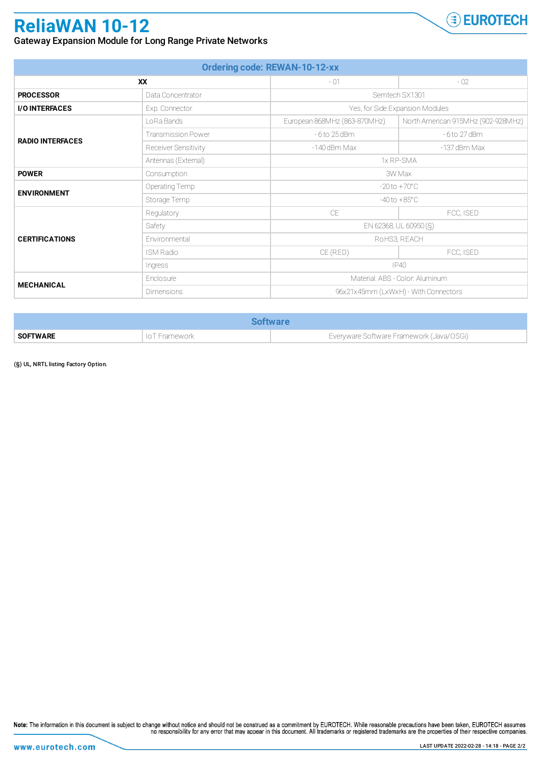# ReliaWAN 10-12

Gateway Expansion Module for Long Range Private Networks

| Ordering code: REWAN-10-12-xx | | | |
|---|---|---|---|
| **XX** | | - 01 | - 02 |
| **PROCESSOR** | Data Concentrator | Semtech SX1301 | |
| **I/O INTERFACES** | Exp. Connector | Yes, for Side Expansion Modules | |
| **RADIO INTERFACES** | LoRa Bands | European 868MHz (863-870MHz) | North American 915MHz (902-928MHz) |
| | Transmission Power | - 6 to 25 dBm | - 6 to 27 dBm |
| | Receiver Sensitivity | -140 dBm Max | -137 dBm Max |
| | Antennas (External) | 1x RP-SMA | |
| **POWER** | Consumption | 3W Max | |
| **ENVIRONMENT** | Operating Temp | -20 to +70°C | |
| | Storage Temp | -40 to +85°C | |
| **CERTIFICATIONS** | Regulatory | CE | FCC, ISED |
| | Safety | EN 62368, UL 60950 (§) | |
| | Environmental | RoHS3, REACH | |
| | ISM Radio | CE (RED) | FCC, ISED |
| | Ingress | IP40 | |
| **MECHANICAL** | Enclosure | Material: ABS - Color: Aluminum | |
| | Dimensions | 96x21x45mm (LxWxH) - With Connectors | |

| Software | | |
|---|---|---|
| **SOFTWARE** | IoT Framework | Everyware Software Framework (Java/OSGi) |

(§) UL, NRTL listing Factory Option.

**Note:** The information in this document is subject to change without notice and should not be construed as a commitment by EUROTECH. While reasonable precautions have been taken, EUROTECH assumes no responsibility for any error that may appear in this document. All trademarks or registered trademarks are the properties of their respective companies.

www.eurotech.com

LAST UPDATE 2022-02-28 - 14:18